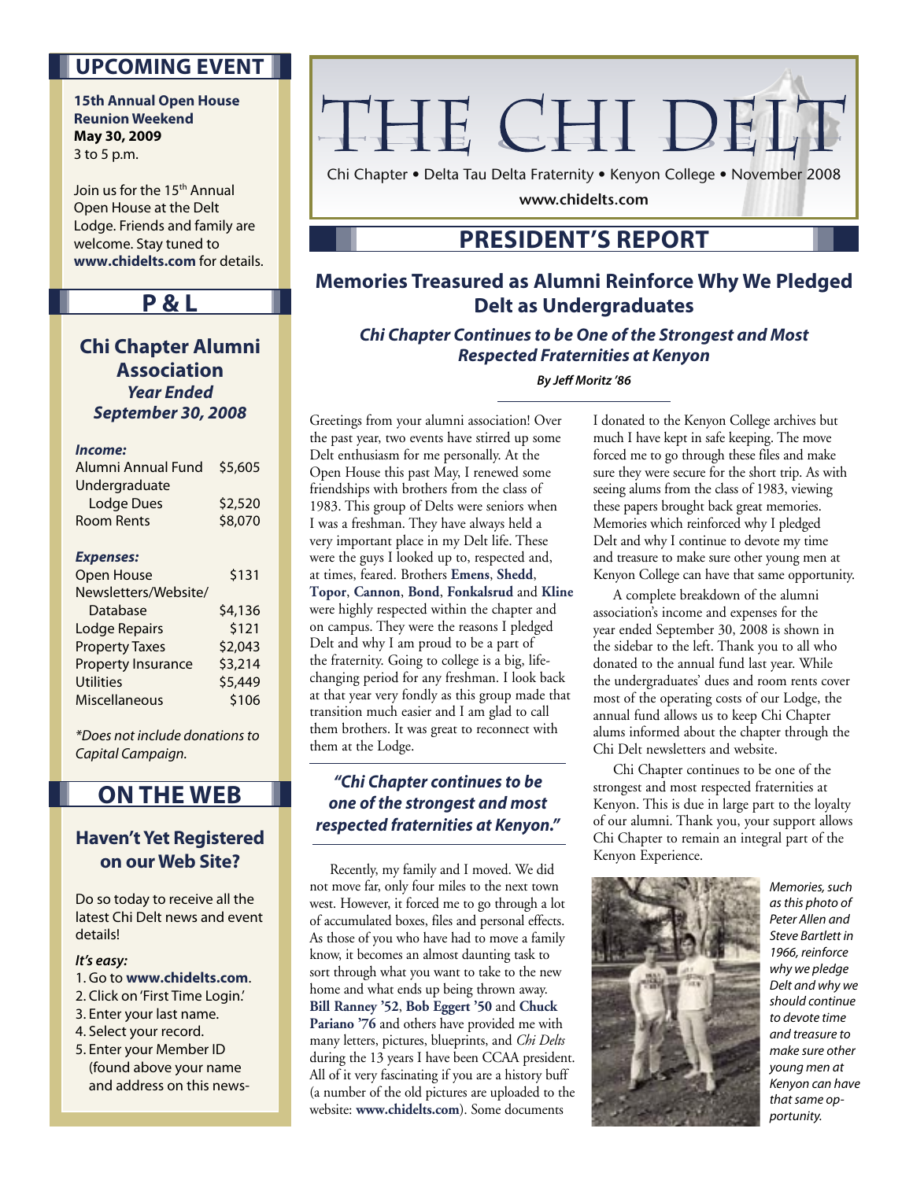# THE CHI DELT

Chi Chapter • Delta Tau Delta Fraternity • Kenyon College • November 2008

**www.chidelts.com**

## PRESIDENT'S REPORT

### Memories Treasured as Alumni Reinforce Why We Pledged Delt as Undergraduates

***Chi Chapter Continues to be One of the Strongest and Most Respected Fraternities at Kenyon***

***By Jeff Moritz '86***

Greetings from your alumni association! Over the past year, two events have stirred up some Delt enthusiasm for me personally. At the Open House this past May, I renewed some friendships with brothers from the class of 1983. This group of Delts were seniors when I was a freshman. They have always held a very important place in my Delt life. These were the guys I looked up to, respected and, at times, feared. Brothers **Emens**, **Shedd**, **Topor**, **Cannon**, **Bond**, **Fonkalsrud** and **Kline** were highly respected within the chapter and on campus. They were the reasons I pledged Delt and why I am proud to be a part of the fraternity. Going to college is a big, life-changing period for any freshman. I look back at that year very fondly as this group made that transition much easier and I am glad to call them brothers. It was great to reconnect with them at the Lodge.

> ***"Chi Chapter continues to be one of the strongest and most respected fraternities at Kenyon."***

Recently, my family and I moved. We did not move far, only four miles to the next town west. However, it forced me to go through a lot of accumulated boxes, files and personal effects. As those of you who have had to move a family know, it becomes an almost daunting task to sort through what you want to take to the new home and what ends up being thrown away. **Bill Ranney '52**, **Bob Eggert '50** and **Chuck Pariano '76** and others have provided me with many letters, pictures, blueprints, and *Chi Delts* during the 13 years I have been CCAA president. All of it very fascinating if you are a history buff (a number of the old pictures are uploaded to the website: **www.chidelts.com**). Some documents I donated to the Kenyon College archives but much I have kept in safe keeping. The move forced me to go through these files and make sure they were secure for the short trip. As with seeing alums from the class of 1983, viewing these papers brought back great memories. Memories which reinforced why I pledged Delt and why I continue to devote my time and treasure to make sure other young men at Kenyon College can have that same opportunity.

A complete breakdown of the alumni association's income and expenses for the year ended September 30, 2008 is shown in the sidebar to the left. Thank you to all who donated to the annual fund last year. While the undergraduates' dues and room rents cover most of the operating costs of our Lodge, the annual fund allows us to keep Chi Chapter alums informed about the chapter through the Chi Delt newsletters and website.

Chi Chapter continues to be one of the strongest and most respected fraternities at Kenyon. This is due in large part to the loyalty of our alumni. Thank you, your support allows Chi Chapter to remain an integral part of the Kenyon Experience.

*Memories, such as this photo of Peter Allen and Steve Bartlett in 1966, reinforce why we pledge Delt and why we should continue to devote time and treasure to make sure other young men at Kenyon can have that same opportunity.*

---

## UPCOMING EVENT

**15th Annual Open House Reunion Weekend**
**May 30, 2009**
3 to 5 p.m.

Join us for the 15th Annual Open House at the Delt Lodge. Friends and family are welcome. Stay tuned to **www.chidelts.com** for details.

## P & L

### Chi Chapter Alumni Association
***Year Ended September 30, 2008***

***Income:***

| | |
|---|---|
| Alumni Annual Fund | $5,605 |
| Undergraduate Lodge Dues | $2,520 |
| Room Rents | $8,070 |

***Expenses:***

| | |
|---|---|
| Open House | $131 |
| Newsletters/Website/ Database | $4,136 |
| Lodge Repairs | $121 |
| Property Taxes | $2,043 |
| Property Insurance | $3,214 |
| Utilities | $5,449 |
| Miscellaneous | $106 |

*\*Does not include donations to Capital Campaign.*

## ON THE WEB

### Haven't Yet Registered on our Web Site?

Do so today to receive all the latest Chi Delt news and event details!

***It's easy:***

1. Go to **www.chidelts.com**.
2. Click on 'First Time Login.'
3. Enter your last name.
4. Select your record.
5. Enter your Member ID (found above your name and address on this news-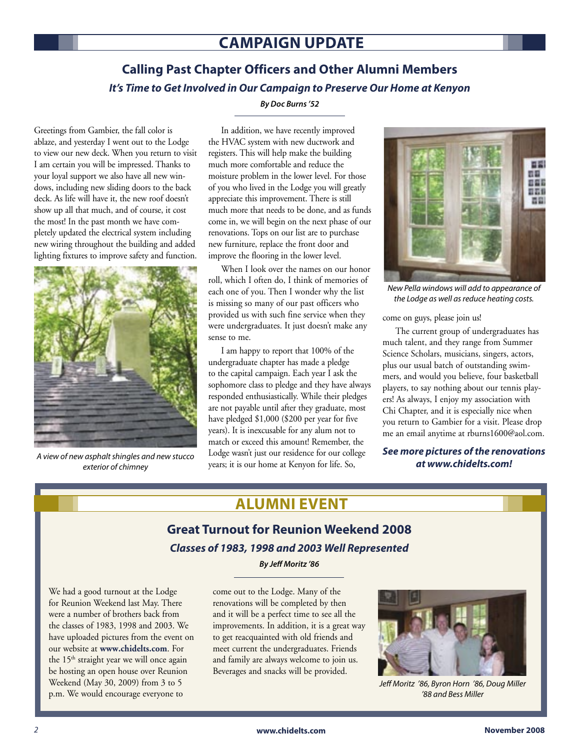# CAMPAIGN UPDATE

## Calling Past Chapter Officers and Other Alumni Members

### *It's Time to Get Involved in Our Campaign to Preserve Our Home at Kenyon*

***By Doc Burns '52***

Greetings from Gambier, the fall color is ablaze, and yesterday I went out to the Lodge to view our new deck. When you return to visit I am certain you will be impressed. Thanks to your loyal support we also have all new windows, including new sliding doors to the back deck. As life will have it, the new roof doesn't show up all that much, and of course, it cost the most! In the past month we have completely updated the electrical system including new wiring throughout the building and added lighting fixtures to improve safety and function.

*A view of new asphalt shingles and new stucco exterior of chimney*

In addition, we have recently improved the HVAC system with new ductwork and registers. This will help make the building much more comfortable and reduce the moisture problem in the lower level. For those of you who lived in the Lodge you will greatly appreciate this improvement. There is still much more that needs to be done, and as funds come in, we will begin on the next phase of our renovations. Tops on our list are to purchase new furniture, replace the front door and improve the flooring in the lower level.

When I look over the names on our honor roll, which I often do, I think of memories of each one of you. Then I wonder why the list is missing so many of our past officers who provided us with such fine service when they were undergraduates. It just doesn't make any sense to me.

I am happy to report that 100% of the undergraduate chapter has made a pledge to the capital campaign. Each year I ask the sophomore class to pledge and they have always responded enthusiastically. While their pledges are not payable until after they graduate, most have pledged $1,000 ($200 per year for five years). It is inexcusable for any alum not to match or exceed this amount! Remember, the Lodge wasn't just our residence for our college years; it is our home at Kenyon for life. So, come on guys, please join us!

*New Pella windows will add to appearance of the Lodge as well as reduce heating costs.*

The current group of undergraduates has much talent, and they range from Summer Science Scholars, musicians, singers, actors, plus our usual batch of outstanding swimmers, and would you believe, four basketball players, to say nothing about our tennis players! As always, I enjoy my association with Chi Chapter, and it is especially nice when you return to Gambier for a visit. Please drop me an email anytime at rburns1600@aol.com.

***See more pictures of the renovations at www.chidelts.com!***

# ALUMNI EVENT

## Great Turnout for Reunion Weekend 2008

### *Classes of 1983, 1998 and 2003 Well Represented*

***By Jeff Moritz '86***

We had a good turnout at the Lodge for Reunion Weekend last May. There were a number of brothers back from the classes of 1983, 1998 and 2003. We have uploaded pictures from the event on our website at **www.chidelts.com**. For the 15th straight year we will once again be hosting an open house over Reunion Weekend (May 30, 2009) from 3 to 5 p.m. We would encourage everyone to come out to the Lodge. Many of the renovations will be completed by then and it will be a perfect time to see all the improvements. In addition, it is a great way to get reacquainted with old friends and meet current the undergraduates. Friends and family are always welcome to join us. Beverages and snacks will be provided.

*Jeff Moritz '86, Byron Horn '86, Doug Miller '88 and Bess Miller*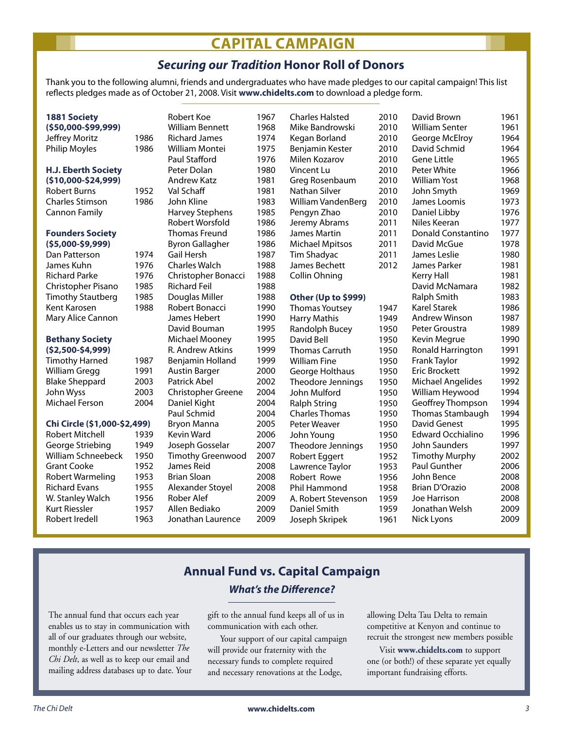# CAPITAL CAMPAIGN

## *Securing our Tradition* Honor Roll of Donors

Thank you to the following alumni, friends and undergraduates who have made pledges to our capital campaign! This list reflects pledges made as of October 21, 2008. Visit **www.chidelts.com** to download a pledge form.

**1881 Society ($50,000-$99,999)**

| | |
|---|---|
| Jeffrey Moritz | 1986 |
| Philip Moyles | 1986 |

**H.J. Eberth Society ($10,000-$24,999)**

| | |
|---|---|
| Robert Burns | 1952 |
| Charles Stimson | 1986 |
| Cannon Family | |

**Founders Society ($5,000-$9,999)**

| | |
|---|---|
| Dan Patterson | 1974 |
| James Kuhn | 1976 |
| Richard Parke | 1976 |
| Christopher Pisano | 1985 |
| Timothy Stautberg | 1985 |
| Kent Karosen | 1988 |
| Mary Alice Cannon | |

**Bethany Society ($2,500-$4,999)**

| | |
|---|---|
| Timothy Harned | 1987 |
| William Gregg | 1991 |
| Blake Sheppard | 2003 |
| John Wyss | 2003 |
| Michael Ferson | 2004 |

**Chi Circle ($1,000-$2,499)**

| | |
|---|---|
| Robert Mitchell | 1939 |
| George Striebing | 1949 |
| William Schneebeck | 1950 |
| Grant Cooke | 1952 |
| Robert Warmeling | 1953 |
| Richard Evans | 1955 |
| W. Stanley Walch | 1956 |
| Kurt Riessler | 1957 |
| Robert Iredell | 1963 |
| Robert Koe | 1967 |
| William Bennett | 1968 |
| Richard James | 1974 |
| William Montei | 1975 |
| Paul Stafford | 1976 |
| Peter Dolan | 1980 |
| Andrew Katz | 1981 |
| Val Schaff | 1981 |
| John Kline | 1983 |
| Harvey Stephens | 1985 |
| Robert Worsfold | 1986 |
| Thomas Freund | 1986 |
| Byron Gallagher | 1986 |
| Gail Hersh | 1987 |
| Charles Walch | 1988 |
| Christopher Bonacci | 1988 |
| Richard Feil | 1988 |
| Douglas Miller | 1988 |
| Robert Bonacci | 1990 |
| James Hebert | 1990 |
| David Bouman | 1995 |
| Michael Mooney | 1995 |
| R. Andrew Atkins | 1999 |
| Benjamin Holland | 1999 |
| Austin Barger | 2000 |
| Patrick Abel | 2002 |
| Christopher Greene | 2004 |
| Daniel Kight | 2004 |
| Paul Schmid | 2004 |
| Bryon Manna | 2005 |
| Kevin Ward | 2006 |
| Joseph Gosselar | 2007 |
| Timothy Greenwood | 2007 |
| James Reid | 2008 |
| Brian Sloan | 2008 |
| Alexander Stoyel | 2008 |
| Rober Alef | 2009 |
| Allen Bediako | 2009 |
| Jonathan Laurence | 2009 |
| Charles Halsted | 2010 |
| Mike Bandrowski | 2010 |
| Kegan Borland | 2010 |
| Benjamin Kester | 2010 |
| Milen Kozarov | 2010 |
| Vincent Lu | 2010 |
| Greg Rosenbaum | 2010 |
| Nathan Silver | 2010 |
| William VandenBerg | 2010 |
| Pengyn Zhao | 2010 |
| Jeremy Abrams | 2011 |
| James Martin | 2011 |
| Michael Mpitsos | 2011 |
| Tim Shadyac | 2011 |
| James Bechett | 2012 |
| Collin Ohning | |

**Other (Up to $999)**

| | |
|---|---|
| Thomas Youtsey | 1947 |
| Harry Mathis | 1949 |
| Randolph Bucey | 1950 |
| David Bell | 1950 |
| Thomas Carruth | 1950 |
| William Fine | 1950 |
| George Holthaus | 1950 |
| Theodore Jennings | 1950 |
| John Mulford | 1950 |
| Ralph String | 1950 |
| Charles Thomas | 1950 |
| Peter Weaver | 1950 |
| John Young | 1950 |
| Theodore Jennings | 1950 |
| Robert Eggert | 1952 |
| Lawrence Taylor | 1953 |
| Robert Rowe | 1956 |
| Phil Hammond | 1958 |
| A. Robert Stevenson | 1959 |
| Daniel Smith | 1959 |
| Joseph Skripek | 1961 |
| David Brown | 1961 |
| William Senter | 1961 |
| George McElroy | 1964 |
| David Schmid | 1964 |
| Gene Little | 1965 |
| Peter White | 1966 |
| William Yost | 1968 |
| John Smyth | 1969 |
| James Loomis | 1973 |
| Daniel Libby | 1976 |
| Niles Keeran | 1977 |
| Donald Constantino | 1977 |
| David McGue | 1978 |
| James Leslie | 1980 |
| James Parker | 1981 |
| Kerry Hall | 1981 |
| David McNamara | 1982 |
| Ralph Smith | 1983 |
| Karel Starek | 1986 |
| Andrew Winson | 1987 |
| Peter Groustra | 1989 |
| Kevin Megrue | 1990 |
| Ronald Harrington | 1991 |
| Frank Taylor | 1992 |
| Eric Brockett | 1992 |
| Michael Angelides | 1992 |
| William Heywood | 1994 |
| Geoffrey Thompson | 1994 |
| Thomas Stambaugh | 1994 |
| David Genest | 1995 |
| Edward Occhialino | 1996 |
| John Saunders | 1997 |
| Timothy Murphy | 2002 |
| Paul Gunther | 2006 |
| John Bence | 2008 |
| Brian D'Orazio | 2008 |
| Joe Harrison | 2008 |
| Jonathan Welsh | 2009 |
| Nick Lyons | 2009 |

## Annual Fund vs. Capital Campaign

### *What's the Difference?*

The annual fund that occurs each year enables us to stay in communication with all of our graduates through our website, monthly e-Letters and our newsletter *The Chi Delt*, as well as to keep our email and mailing address databases up to date. Your gift to the annual fund keeps all of us in communication with each other.

Your support of our capital campaign will provide our fraternity with the necessary funds to complete required and necessary renovations at the Lodge, allowing Delta Tau Delta to remain competitive at Kenyon and continue to recruit the strongest new members possible

Visit **www.chidelts.com** to support one (or both!) of these separate yet equally important fundraising efforts.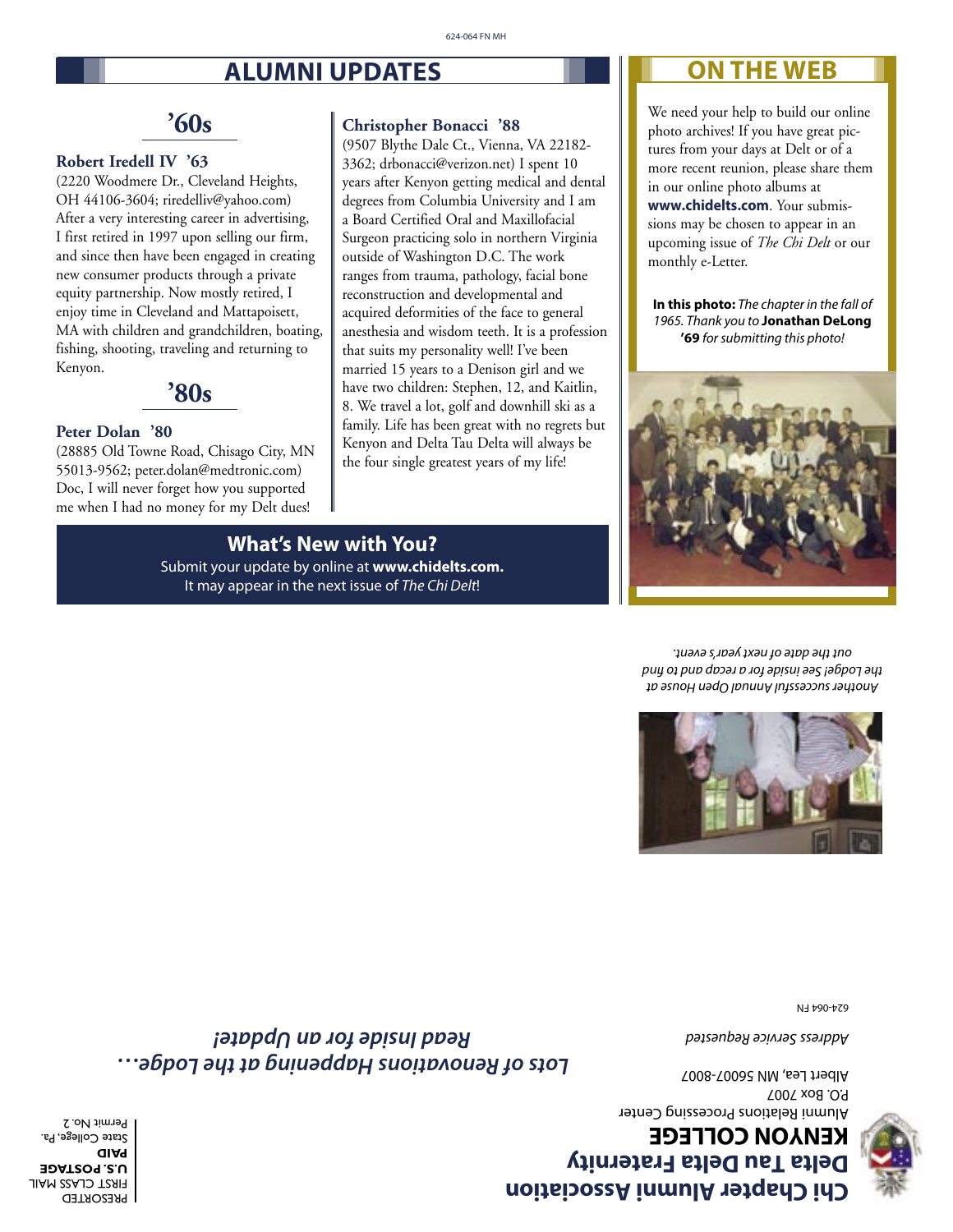# ALUMNI UPDATES

## '60s

### Robert Iredell IV '63

(2220 Woodmere Dr., Cleveland Heights, OH 44106-3604; riredelliv@yahoo.com) After a very interesting career in advertising, I first retired in 1997 upon selling our firm, and since then have been engaged in creating new consumer products through a private equity partnership. Now mostly retired, I enjoy time in Cleveland and Mattapoisett, MA with children and grandchildren, boating, fishing, shooting, traveling and returning to Kenyon.

## '80s

### Peter Dolan '80

(28885 Old Towne Road, Chisago City, MN 55013-9562; peter.dolan@medtronic.com) Doc, I will never forget how you supported me when I had no money for my Delt dues!

### Christopher Bonacci '88

(9507 Blythe Dale Ct., Vienna, VA 22182-3362; drbonacci@verizon.net) I spent 10 years after Kenyon getting medical and dental degrees from Columbia University and I am a Board Certified Oral and Maxillofacial Surgeon practicing solo in northern Virginia outside of Washington D.C. The work ranges from trauma, pathology, facial bone reconstruction and developmental and acquired deformities of the face to general anesthesia and wisdom teeth. It is a profession that suits my personality well! I've been married 15 years to a Denison girl and we have two children: Stephen, 12, and Kaitlin, 8. We travel a lot, golf and downhill ski as a family. Life has been great with no regrets but Kenyon and Delta Tau Delta will always be the four single greatest years of my life!

**What's New with You?**
Submit your update by online at **www.chidelts.com.**
It may appear in the next issue of *The Chi Delt*!

# ON THE WEB

We need your help to build our online photo archives! If you have great pictures from your days at Delt or of a more recent reunion, please share them in our online photo albums at **www.chidelts.com**. Your submissions may be chosen to appear in an upcoming issue of *The Chi Delt* or our monthly e-Letter.

**In this photo:** *The chapter in the fall of 1965. Thank you to* **Jonathan DeLong '69** *for submitting this photo!*

*Another successful Annual Open House at the Lodge! See inside for a recap and to find out the date of next year's event.*

**Chi Chapter Alumni Association**
**Delta Tau Delta Fraternity**
**KENYON COLLEGE**
Alumni Relations Processing Center
P.O. Box 7007
Albert Lea, MN 56007-8007

*Address Service Requested*

624-064 FN

PRESORTED
FIRST CLASS MAIL
**U.S. POSTAGE**
**PAID**
State College, Pa.
Permit No. 2

***Lots of Renovations Happening at the Lodge…***
***Read Inside for an Update!***